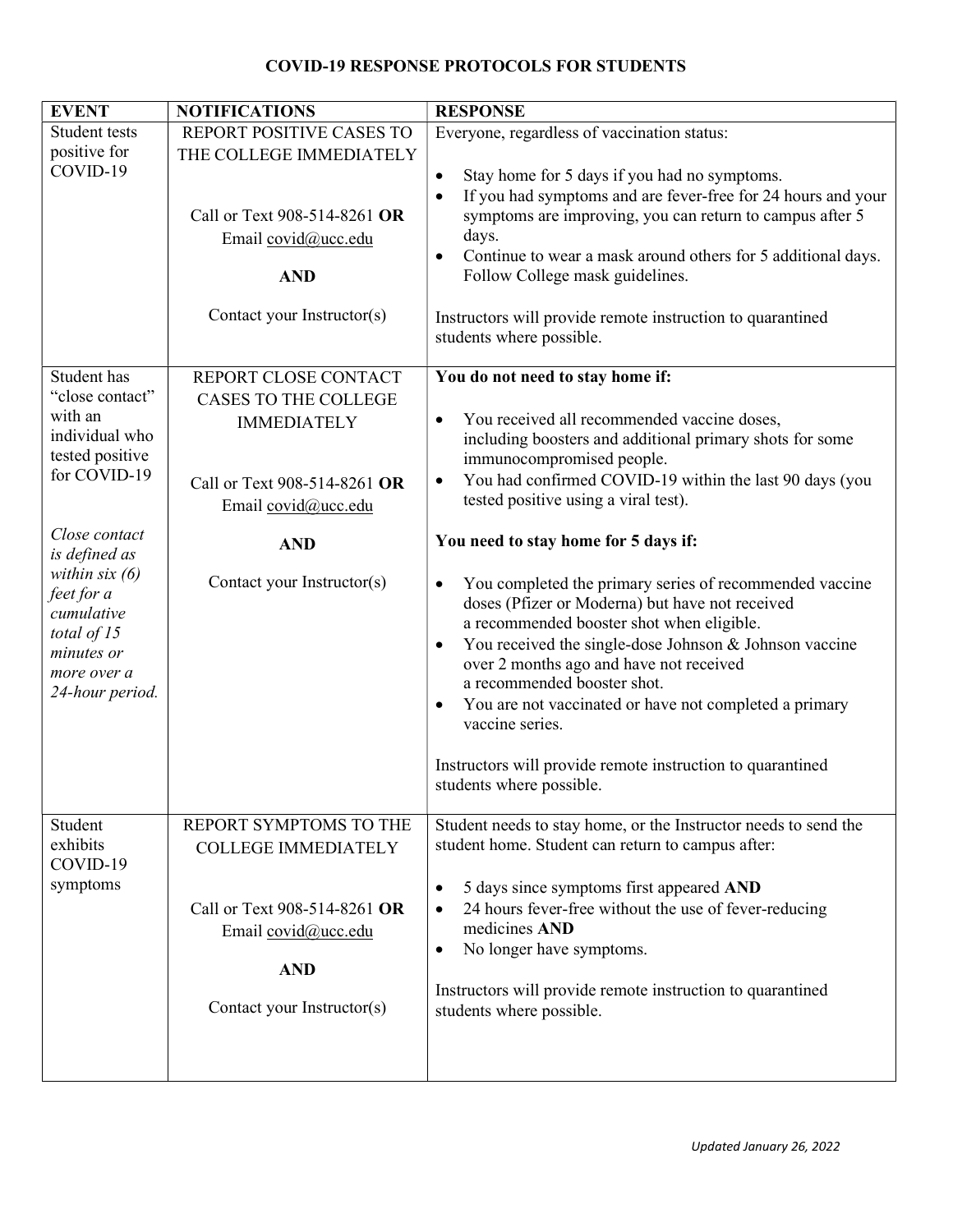# COVID-19 RESPONSE PROTOCOLS FOR STUDENTS

| EVENT | NOTIFICATIONS | RESPONSE |
|---|---|---|
| Student tests positive for COVID-19 | REPORT POSITIVE CASES TO THE COLLEGE IMMEDIATELY<br><br>Call or Text 908-514-8261 **OR** Email covid@ucc.edu<br><br>**AND**<br><br>Contact your Instructor(s) | Everyone, regardless of vaccination status:<br><br>• Stay home for 5 days if you had no symptoms.<br>• If you had symptoms and are fever-free for 24 hours and your symptoms are improving, you can return to campus after 5 days.<br>• Continue to wear a mask around others for 5 additional days. Follow College mask guidelines.<br><br>Instructors will provide remote instruction to quarantined students where possible. |
| Student has "close contact" with an individual who tested positive for COVID-19<br><br>*Close contact is defined as within six (6) feet for a cumulative total of 15 minutes or more over a 24-hour period.* | REPORT CLOSE CONTACT CASES TO THE COLLEGE IMMEDIATELY<br><br>Call or Text 908-514-8261 **OR** Email covid@ucc.edu<br><br>**AND**<br><br>Contact your Instructor(s) | **You do not need to stay home if:**<br><br>• You received all recommended vaccine doses, including boosters and additional primary shots for some immunocompromised people.<br>• You had confirmed COVID-19 within the last 90 days (you tested positive using a viral test).<br><br>**You need to stay home for 5 days if:**<br><br>• You completed the primary series of recommended vaccine doses (Pfizer or Moderna) but have not received a recommended booster shot when eligible.<br>• You received the single-dose Johnson & Johnson vaccine over 2 months ago and have not received a recommended booster shot.<br>• You are not vaccinated or have not completed a primary vaccine series.<br><br>Instructors will provide remote instruction to quarantined students where possible. |
| Student exhibits COVID-19 symptoms | REPORT SYMPTOMS TO THE COLLEGE IMMEDIATELY<br><br>Call or Text 908-514-8261 **OR** Email covid@ucc.edu<br><br>**AND**<br><br>Contact your Instructor(s) | Student needs to stay home, or the Instructor needs to send the student home. Student can return to campus after:<br><br>• 5 days since symptoms first appeared **AND**<br>• 24 hours fever-free without the use of fever-reducing medicines **AND**<br>• No longer have symptoms.<br><br>Instructors will provide remote instruction to quarantined students where possible. |

*Updated January 26, 2022*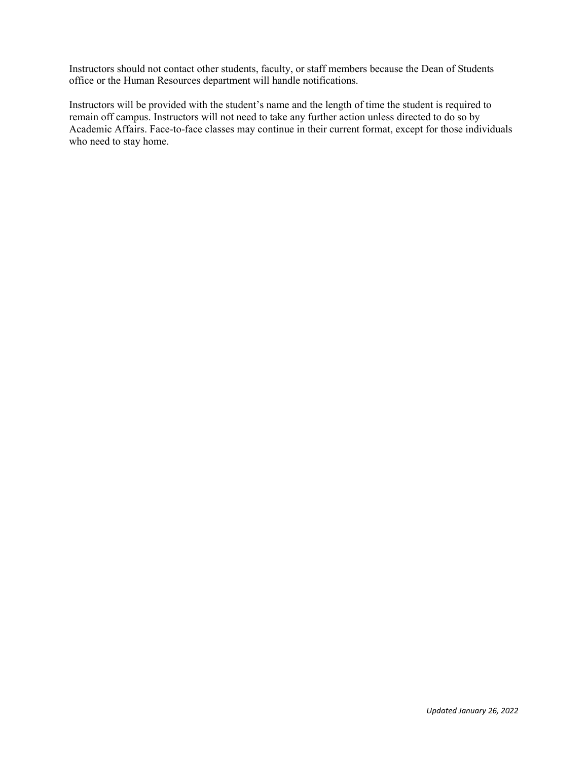Instructors should not contact other students, faculty, or staff members because the Dean of Students office or the Human Resources department will handle notifications.

Instructors will be provided with the student's name and the length of time the student is required to remain off campus. Instructors will not need to take any further action unless directed to do so by Academic Affairs. Face-to-face classes may continue in their current format, except for those individuals who need to stay home.

*Updated January 26, 2022*